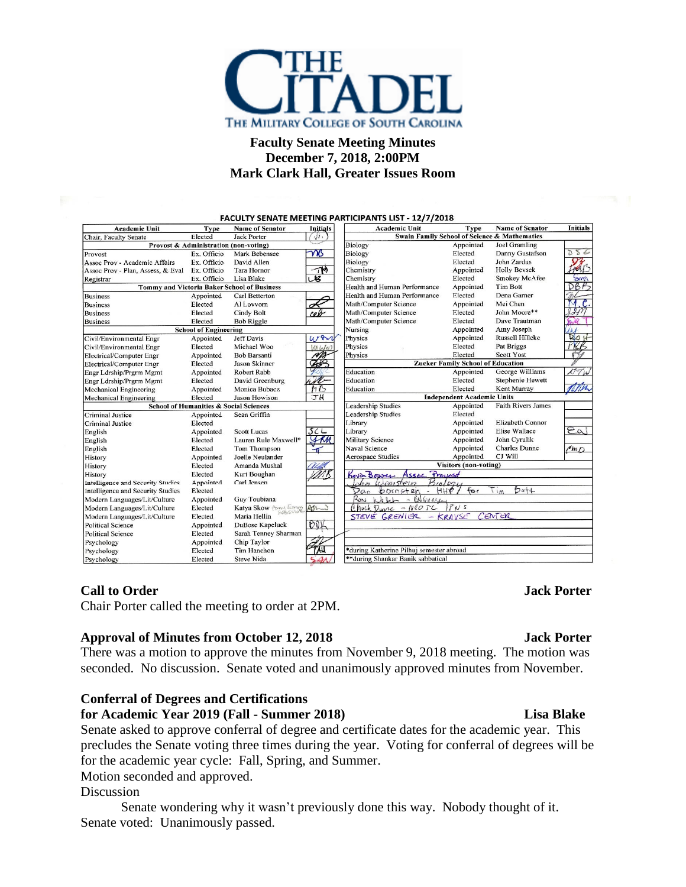# Faculty Senate Meeting Minutes
## December 7, 2018, 2:00PM
## Mark Clark Hall, Greater Issues Room

**FACULTY SENATE MEETING PARTICIPANTS LIST - 12/7/2018**

| Academic Unit | Type | Name of Senator | Initials |
|---|---|---|---|
| Chair, Faculty Senate | Elected | Jack Porter | JP |
| **Provost & Administration (non-voting)** | | | |
| Provost | Ex. Officio | Mark Bebensee | MB |
| Assoc Prov - Academic Affairs | Ex. Officio | David Allen | |
| Assoc Prov - Plan, Assess, & Eval | Ex. Officio | Tara Hornor | TH |
| Registrar | Ex. Officio | Lisa Blake | LB |
| **Tommy and Victoria Baker School of Business** | | | |
| Business | Appointed | Carl Betterton | |
| Business | Elected | Al Lovvorn | AL |
| Business | Elected | Cindy Bolt | cab |
| Business | Elected | Bob Riggle | |
| **School of Engineering** | | | |
| Civil/Environmental Engr | Appointed | Jeff Davis | WJD |
| Civil/Environmental Engr | Elected | Michael Woo | MW |
| Electrical/Computer Engr | Appointed | Bob Barsanti | RJB |
| Electrical/Computer Engr | Elected | Jason Skinner | JS |
| Engr Ldrship/Prgrm Mgmt | Appointed | Robert Rabb | RR |
| Engr Ldrship/Prgrm Mgmt | Elected | David Greenburg | DG |
| Mechanical Engineering | Appointed | Monica Bubacz | MB |
| Mechanical Engineering | Elected | Jason Howison | JH |
| **School of Humanities & Social Sciences** | | | |
| Criminal Justice | Appointed | Sean Griffin | |
| Criminal Justice | Elected | | |
| English | Appointed | Scott Lucas | SCL |
| English | Elected | Lauren Rule Maxwell* | LRM |
| English | Elected | Tom Thompson | T |
| History | Appointed | Joelle Neulander | |
| History | Elected | Amanda Mushal | AM |
| History | Elected | Kurt Boughan | KB |
| Intelligence and Security Studies | Appointed | Carl Jensen | |
| Intelligence and Security Studies | Elected | | |
| Modern Languages/Lit/Culture | Appointed | Guy Toubiana | |
| Modern Languages/Lit/Culture | Elected | Katya Skow (Amy Emory substitute) | AE |
| Modern Languages/Lit/Culture | Elected | Maria Hellin | |
| Political Science | Appointed | DuBose Kapeluck | BDK |
| Political Science | Elected | Sarah Tenney Sharman | |
| Psychology | Appointed | Chip Taylor | CT |
| Psychology | Elected | Tim Hanchon | TH |
| Psychology | Elected | Steve Nida | SAN |

| Academic Unit | Type | Name of Senator | Initials |
|---|---|---|---|
| **Swain Family School of Science & Mathematics** | | | |
| Biology | Appointed | Joel Gramling | |
| Biology | Elected | Danny Gustafson | DJG |
| Biology | Elected | John Zardus | JZ |
| Chemistry | Appointed | Holly Bevsek | HMB |
| Chemistry | Elected | Smokey McAfee | SM |
| Health and Human Performance | Appointed | Tim Bott | DBF |
| Health and Human Performance | Elected | Dena Garner | DG |
| Math/Computer Science | Appointed | Mei Chen | M.C. |
| Math/Computer Science | Elected | John Moore** | JJM |
| Math/Computer Science | Elected | Dave Trautman | DT |
| Nursing | Appointed | Amy Joseph | AJ |
| Physics | Appointed | Russell Hilleke | RH |
| Physics | Elected | Pat Briggs | PKB |
| Physics | Elected | Scott Yost | SY |
| **Zucker Family School of Education** | | | |
| Education | Appointed | George Williams | GTW |
| Education | Elected | Stephenie Hewett | |
| Education | Elected | Kent Murray | KTM |
| **Independent Academic Units** | | | |
| Leadership Studies | Appointed | Faith Rivers James | |
| Leadership Studies | Elected | | |
| Library | Appointed | Elizabeth Connor | |
| Library | Appointed | Elise Wallace | EW |
| Military Science | Appointed | John Cyrulik | |
| Naval Science | Appointed | Charles Dunne | CMD |
| Aerospace Studies | Appointed | CJ Will | |
| **Visitors (non-voting)** | | | |
| Kevin Bower Assoc Provost | | | |
| John Weinstein Biology | | | |
| Dan Bornstein - HHP for Tim Bott | | | |
| Ron Welch - Engineering | | | |
| Chuck Dunne - NROTC PNS | | | |
| Steve Grenier - Krause Center | | | |
| *during Katherine Pilhuj semester abroad | | | |
| **during Shankar Banik sabbatical | | | |

**Call to Order** **Jack Porter**

Chair Porter called the meeting to order at 2PM.

**Approval of Minutes from October 12, 2018** **Jack Porter**

There was a motion to approve the minutes from November 9, 2018 meeting. The motion was seconded. No discussion. Senate voted and unanimously approved minutes from November.

**Conferral of Degrees and Certifications**
**for Academic Year 2019 (Fall - Summer 2018)** **Lisa Blake**

Senate asked to approve conferral of degree and certificate dates for the academic year. This precludes the Senate voting three times during the year. Voting for conferral of degrees will be for the academic year cycle: Fall, Spring, and Summer.

Motion seconded and approved.

Discussion

Senate wondering why it wasn't previously done this way. Nobody thought of it.

Senate voted: Unanimously passed.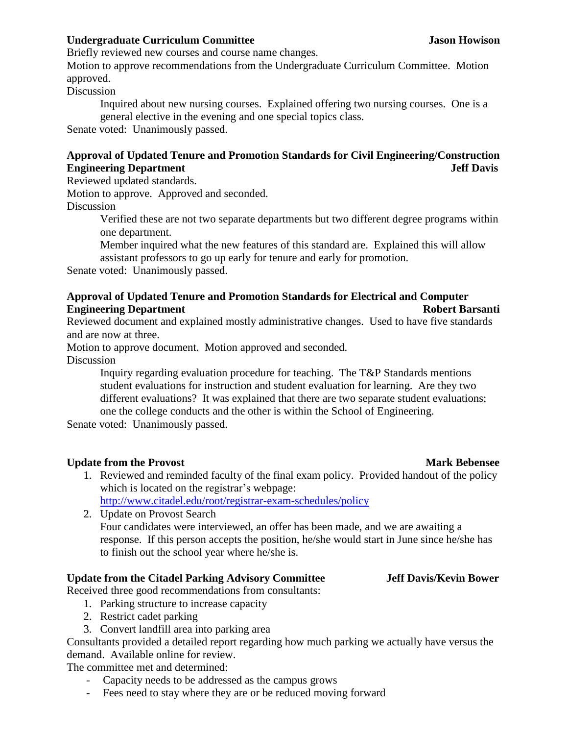**Undergraduate Curriculum Committee** **Jason Howison**

Briefly reviewed new courses and course name changes.

Motion to approve recommendations from the Undergraduate Curriculum Committee. Motion approved.

Discussion

> Inquired about new nursing courses. Explained offering two nursing courses. One is a general elective in the evening and one special topics class.

Senate voted: Unanimously passed.

**Approval of Updated Tenure and Promotion Standards for Civil Engineering/Construction Engineering Department** **Jeff Davis**

Reviewed updated standards.

Motion to approve. Approved and seconded.

Discussion

> Verified these are not two separate departments but two different degree programs within one department.
>
> Member inquired what the new features of this standard are. Explained this will allow assistant professors to go up early for tenure and early for promotion.

Senate voted: Unanimously passed.

**Approval of Updated Tenure and Promotion Standards for Electrical and Computer Engineering Department** **Robert Barsanti**

Reviewed document and explained mostly administrative changes. Used to have five standards and are now at three.

Motion to approve document. Motion approved and seconded.

Discussion

> Inquiry regarding evaluation procedure for teaching. The T&P Standards mentions student evaluations for instruction and student evaluation for learning. Are they two different evaluations? It was explained that there are two separate student evaluations; one the college conducts and the other is within the School of Engineering.

Senate voted: Unanimously passed.

**Update from the Provost** **Mark Bebensee**

1. Reviewed and reminded faculty of the final exam policy. Provided handout of the policy which is located on the registrar's webpage: http://www.citadel.edu/root/registrar-exam-schedules/policy
2. Update on Provost Search
   Four candidates were interviewed, an offer has been made, and we are awaiting a response. If this person accepts the position, he/she would start in June since he/she has to finish out the school year where he/she is.

**Update from the Citadel Parking Advisory Committee** **Jeff Davis/Kevin Bower**

Received three good recommendations from consultants:

1. Parking structure to increase capacity
2. Restrict cadet parking
3. Convert landfill area into parking area

Consultants provided a detailed report regarding how much parking we actually have versus the demand. Available online for review.

The committee met and determined:

- Capacity needs to be addressed as the campus grows
- Fees need to stay where they are or be reduced moving forward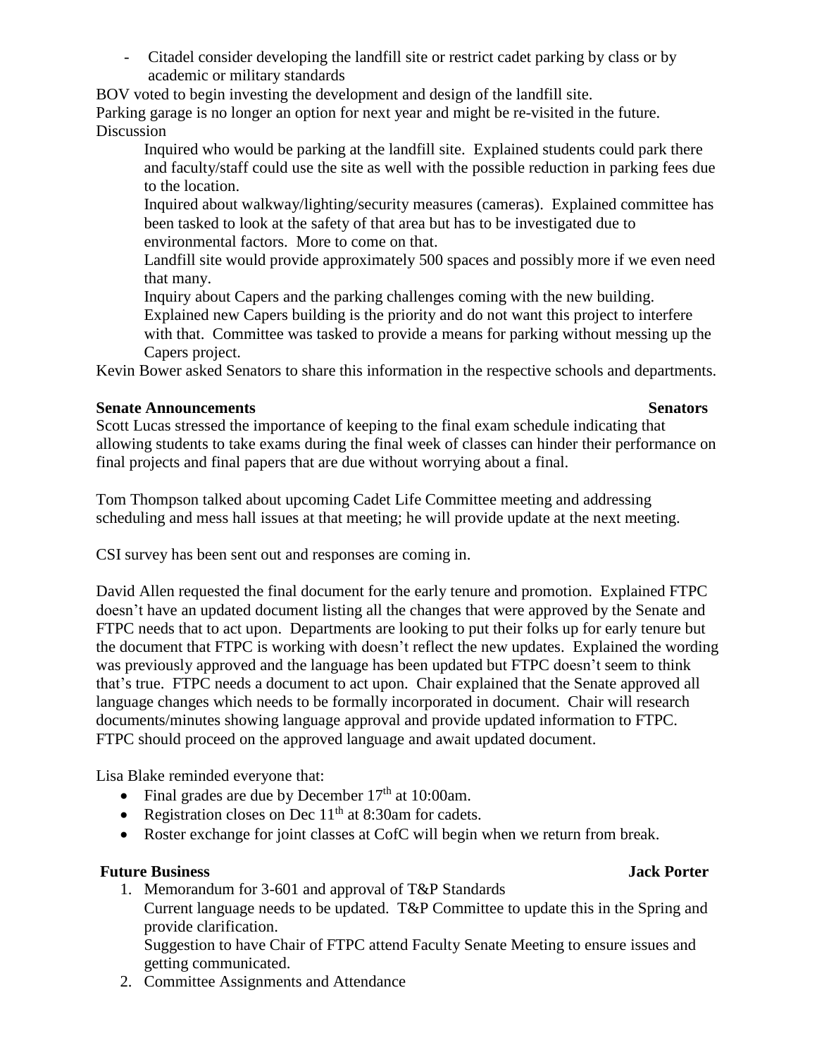- Citadel consider developing the landfill site or restrict cadet parking by class or by academic or military standards

BOV voted to begin investing the development and design of the landfill site.
Parking garage is no longer an option for next year and might be re-visited in the future.
Discussion

Inquired who would be parking at the landfill site. Explained students could park there and faculty/staff could use the site as well with the possible reduction in parking fees due to the location.

Inquired about walkway/lighting/security measures (cameras). Explained committee has been tasked to look at the safety of that area but has to be investigated due to environmental factors. More to come on that.

Landfill site would provide approximately 500 spaces and possibly more if we even need that many.

Inquiry about Capers and the parking challenges coming with the new building. Explained new Capers building is the priority and do not want this project to interfere with that. Committee was tasked to provide a means for parking without messing up the Capers project.

Kevin Bower asked Senators to share this information in the respective schools and departments.

**Senate Announcements** **Senators**

Scott Lucas stressed the importance of keeping to the final exam schedule indicating that allowing students to take exams during the final week of classes can hinder their performance on final projects and final papers that are due without worrying about a final.

Tom Thompson talked about upcoming Cadet Life Committee meeting and addressing scheduling and mess hall issues at that meeting; he will provide update at the next meeting.

CSI survey has been sent out and responses are coming in.

David Allen requested the final document for the early tenure and promotion. Explained FTPC doesn't have an updated document listing all the changes that were approved by the Senate and FTPC needs that to act upon. Departments are looking to put their folks up for early tenure but the document that FTPC is working with doesn't reflect the new updates. Explained the wording was previously approved and the language has been updated but FTPC doesn't seem to think that's true. FTPC needs a document to act upon. Chair explained that the Senate approved all language changes which needs to be formally incorporated in document. Chair will research documents/minutes showing language approval and provide updated information to FTPC. FTPC should proceed on the approved language and await updated document.

Lisa Blake reminded everyone that:

- Final grades are due by December 17th at 10:00am.
- Registration closes on Dec 11th at 8:30am for cadets.
- Roster exchange for joint classes at CofC will begin when we return from break.

**Future Business** **Jack Porter**

1. Memorandum for 3-601 and approval of T&P Standards
   Current language needs to be updated. T&P Committee to update this in the Spring and provide clarification.
   Suggestion to have Chair of FTPC attend Faculty Senate Meeting to ensure issues and getting communicated.
2. Committee Assignments and Attendance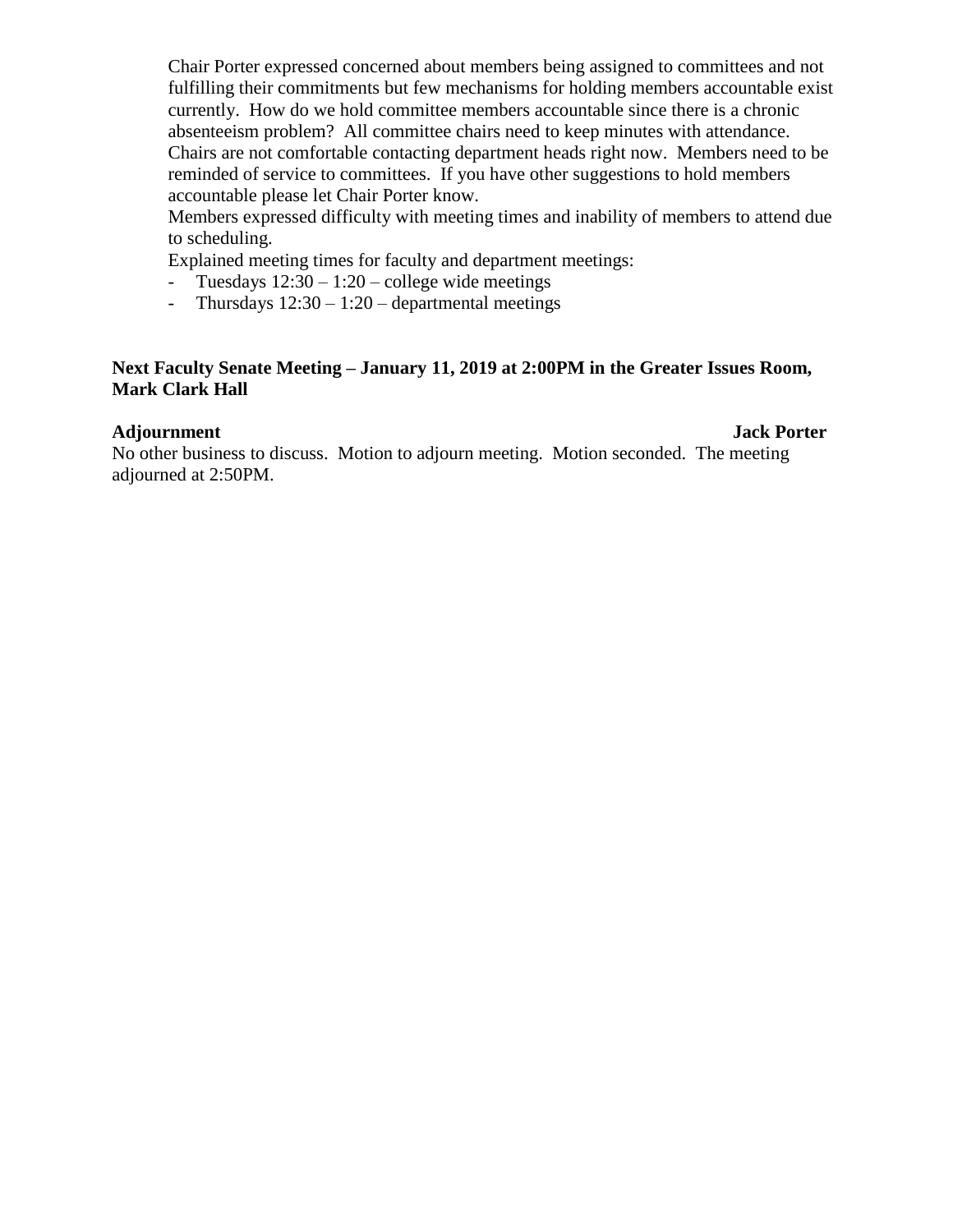Chair Porter expressed concerned about members being assigned to committees and not fulfilling their commitments but few mechanisms for holding members accountable exist currently. How do we hold committee members accountable since there is a chronic absenteeism problem? All committee chairs need to keep minutes with attendance. Chairs are not comfortable contacting department heads right now. Members need to be reminded of service to committees. If you have other suggestions to hold members accountable please let Chair Porter know.

Members expressed difficulty with meeting times and inability of members to attend due to scheduling.

Explained meeting times for faculty and department meetings:

- Tuesdays 12:30 – 1:20 – college wide meetings
- Thursdays 12:30 – 1:20 – departmental meetings

**Next Faculty Senate Meeting – January 11, 2019 at 2:00PM in the Greater Issues Room, Mark Clark Hall**

**Adjournment** **Jack Porter**

No other business to discuss. Motion to adjourn meeting. Motion seconded. The meeting adjourned at 2:50PM.